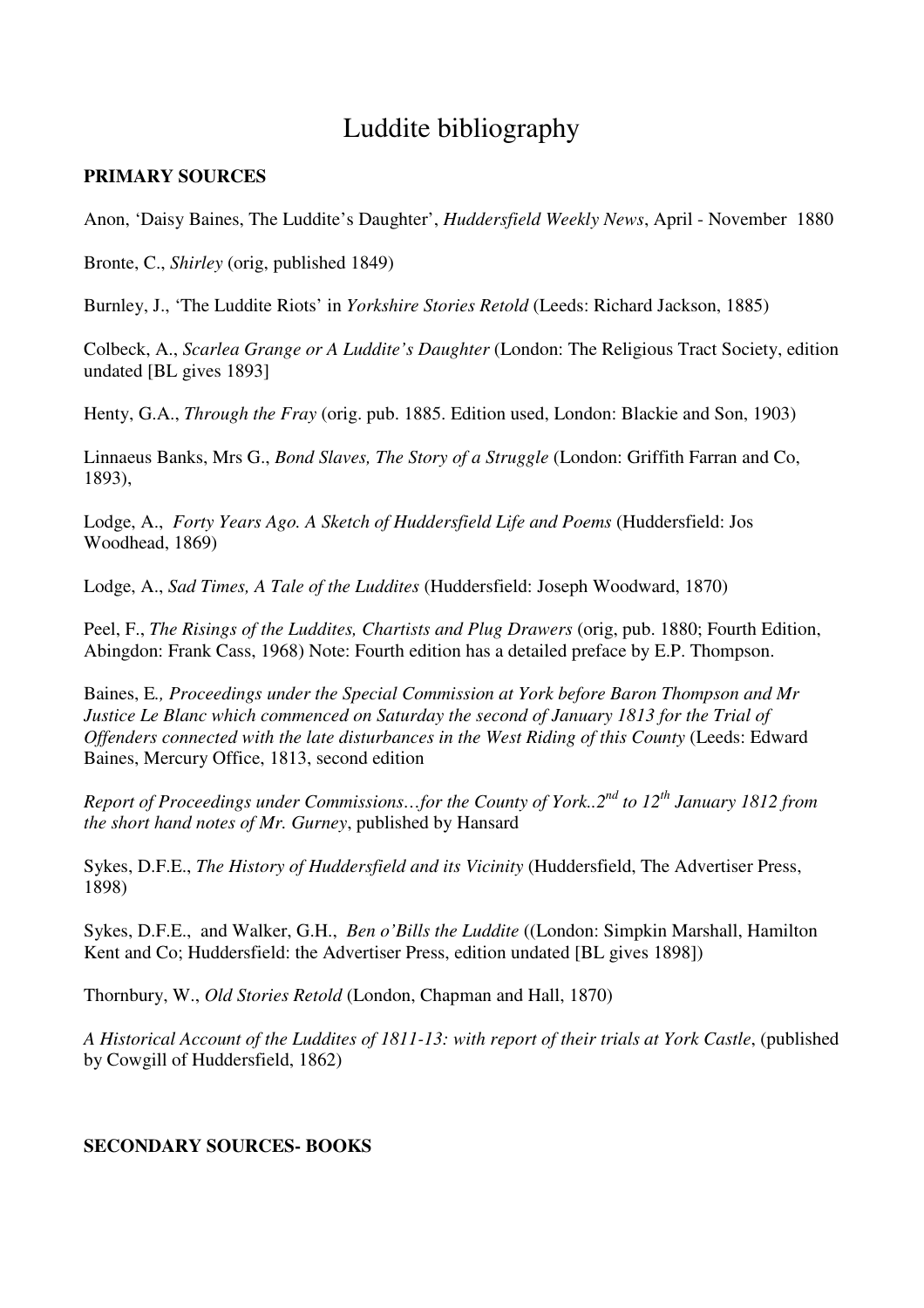# Luddite bibliography

**PRIMARY SOURCES**

Anon, 'Daisy Baines, The Luddite's Daughter', *Huddersfield Weekly News*, April - November 1880

Bronte, C., *Shirley* (orig, published 1849)

Burnley, J., 'The Luddite Riots' in *Yorkshire Stories Retold* (Leeds: Richard Jackson, 1885)

Colbeck, A., *Scarlea Grange or A Luddite's Daughter* (London: The Religious Tract Society, edition undated [BL gives 1893]

Henty, G.A., *Through the Fray* (orig. pub. 1885. Edition used, London: Blackie and Son, 1903)

Linnaeus Banks, Mrs G., *Bond Slaves, The Story of a Struggle* (London: Griffith Farran and Co, 1893),

Lodge, A., *Forty Years Ago. A Sketch of Huddersfield Life and Poems* (Huddersfield: Jos Woodhead, 1869)

Lodge, A., *Sad Times, A Tale of the Luddites* (Huddersfield: Joseph Woodward, 1870)

Peel, F., *The Risings of the Luddites, Chartists and Plug Drawers* (orig, pub. 1880; Fourth Edition, Abingdon: Frank Cass, 1968) Note: Fourth edition has a detailed preface by E.P. Thompson.

Baines, E*., Proceedings under the Special Commission at York before Baron Thompson and Mr Justice Le Blanc which commenced on Saturday the second of January 1813 for the Trial of Offenders connected with the late disturbances in the West Riding of this County* (Leeds: Edward Baines, Mercury Office, 1813, second edition

*Report of Proceedings under Commissions…for the County of York..2nd to 12th January 1812 from the short hand notes of Mr. Gurney*, published by Hansard

Sykes, D.F.E., *The History of Huddersfield and its Vicinity* (Huddersfield, The Advertiser Press, 1898)

Sykes, D.F.E., and Walker, G.H., *Ben o'Bills the Luddite* ((London: Simpkin Marshall, Hamilton Kent and Co; Huddersfield: the Advertiser Press, edition undated [BL gives 1898])

Thornbury, W., *Old Stories Retold* (London, Chapman and Hall, 1870)

*A Historical Account of the Luddites of 1811-13: with report of their trials at York Castle*, (published by Cowgill of Huddersfield, 1862)

**SECONDARY SOURCES- BOOKS**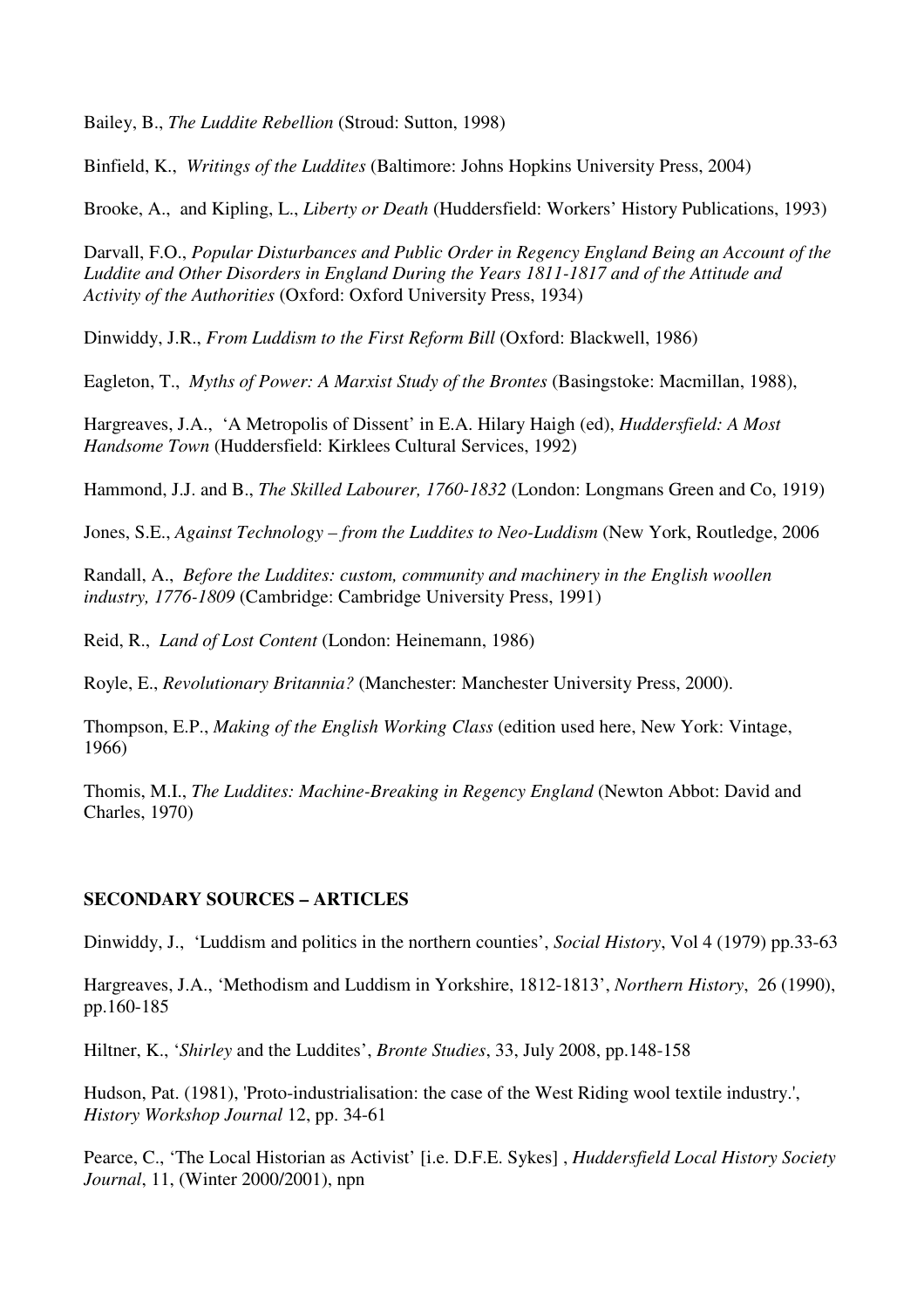Bailey, B., *The Luddite Rebellion* (Stroud: Sutton, 1998)

Binfield, K., *Writings of the Luddites* (Baltimore: Johns Hopkins University Press, 2004)

Brooke, A., and Kipling, L., *Liberty or Death* (Huddersfield: Workers' History Publications, 1993)

Darvall, F.O., *Popular Disturbances and Public Order in Regency England Being an Account of the Luddite and Other Disorders in England During the Years 1811-1817 and of the Attitude and Activity of the Authorities* (Oxford: Oxford University Press, 1934)

Dinwiddy, J.R., *From Luddism to the First Reform Bill* (Oxford: Blackwell, 1986)

Eagleton, T., *Myths of Power: A Marxist Study of the Brontes* (Basingstoke: Macmillan, 1988),

Hargreaves, J.A., 'A Metropolis of Dissent' in E.A. Hilary Haigh (ed), *Huddersfield: A Most Handsome Town* (Huddersfield: Kirklees Cultural Services, 1992)

Hammond, J.J. and B., *The Skilled Labourer, 1760-1832* (London: Longmans Green and Co, 1919)

Jones, S.E., *Against Technology – from the Luddites to Neo-Luddism* (New York, Routledge, 2006

Randall, A., *Before the Luddites: custom, community and machinery in the English woollen industry, 1776-1809* (Cambridge: Cambridge University Press, 1991)

Reid, R., *Land of Lost Content* (London: Heinemann, 1986)

Royle, E., *Revolutionary Britannia?* (Manchester: Manchester University Press, 2000).

Thompson, E.P., *Making of the English Working Class* (edition used here, New York: Vintage, 1966)

Thomis, M.I., *The Luddites: Machine-Breaking in Regency England* (Newton Abbot: David and Charles, 1970)

**SECONDARY SOURCES – ARTICLES**

Dinwiddy, J., 'Luddism and politics in the northern counties', *Social History*, Vol 4 (1979) pp.33-63

Hargreaves, J.A., 'Methodism and Luddism in Yorkshire, 1812-1813', *Northern History*, 26 (1990), pp.160-185

Hiltner, K., '*Shirley* and the Luddites', *Bronte Studies*, 33, July 2008, pp.148-158

Hudson, Pat. (1981), 'Proto-industrialisation: the case of the West Riding wool textile industry.', *History Workshop Journal* 12, pp. 34-61

Pearce, C., 'The Local Historian as Activist' [i.e. D.F.E. Sykes] , *Huddersfield Local History Society Journal*, 11, (Winter 2000/2001), npn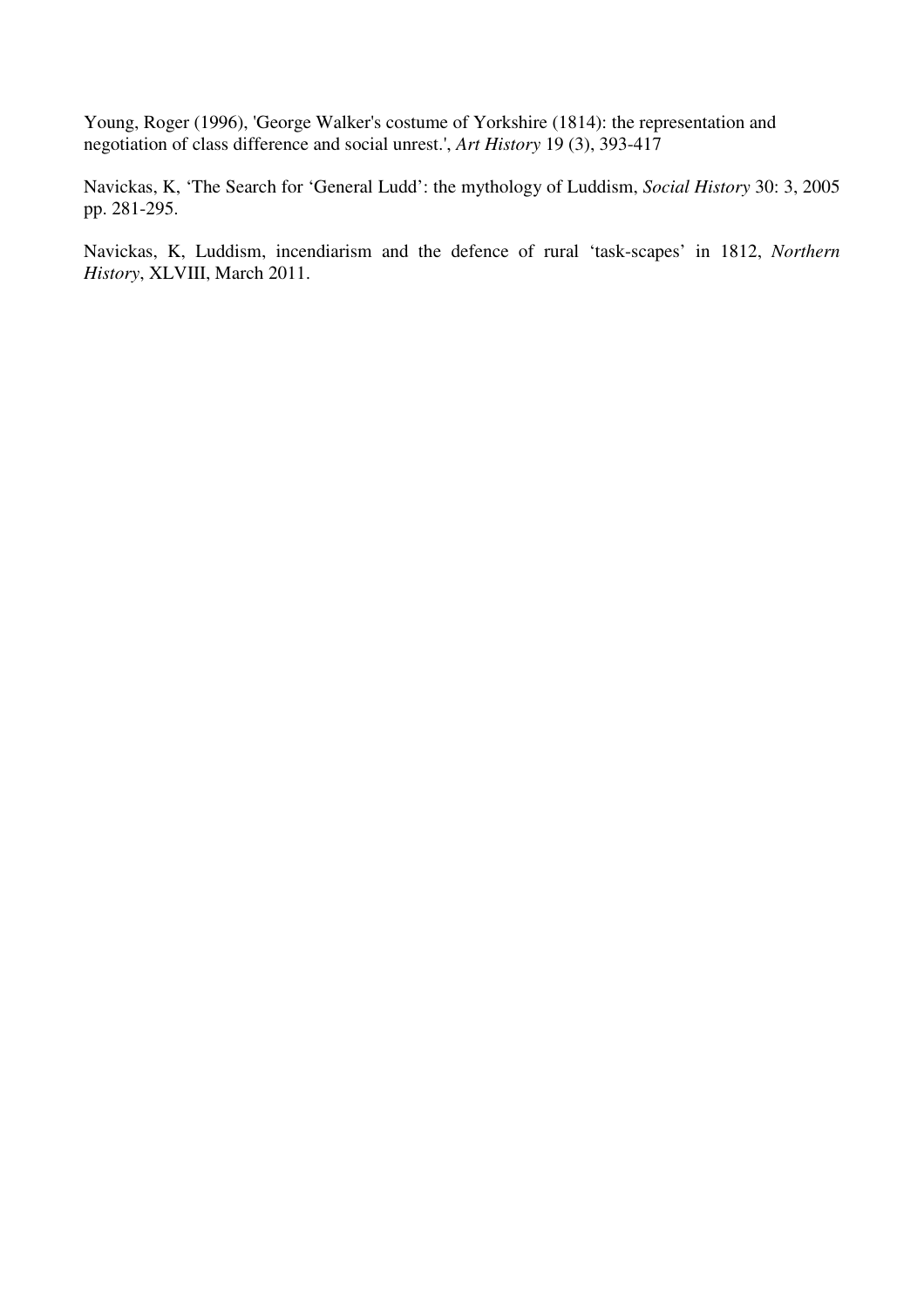Young, Roger (1996), 'George Walker's costume of Yorkshire (1814): the representation and negotiation of class difference and social unrest.', *Art History* 19 (3), 393-417

Navickas, K, 'The Search for 'General Ludd': the mythology of Luddism, *Social History* 30: 3, 2005 pp. 281-295.

Navickas, K, Luddism, incendiarism and the defence of rural 'task-scapes' in 1812, *Northern History*, XLVIII, March 2011.